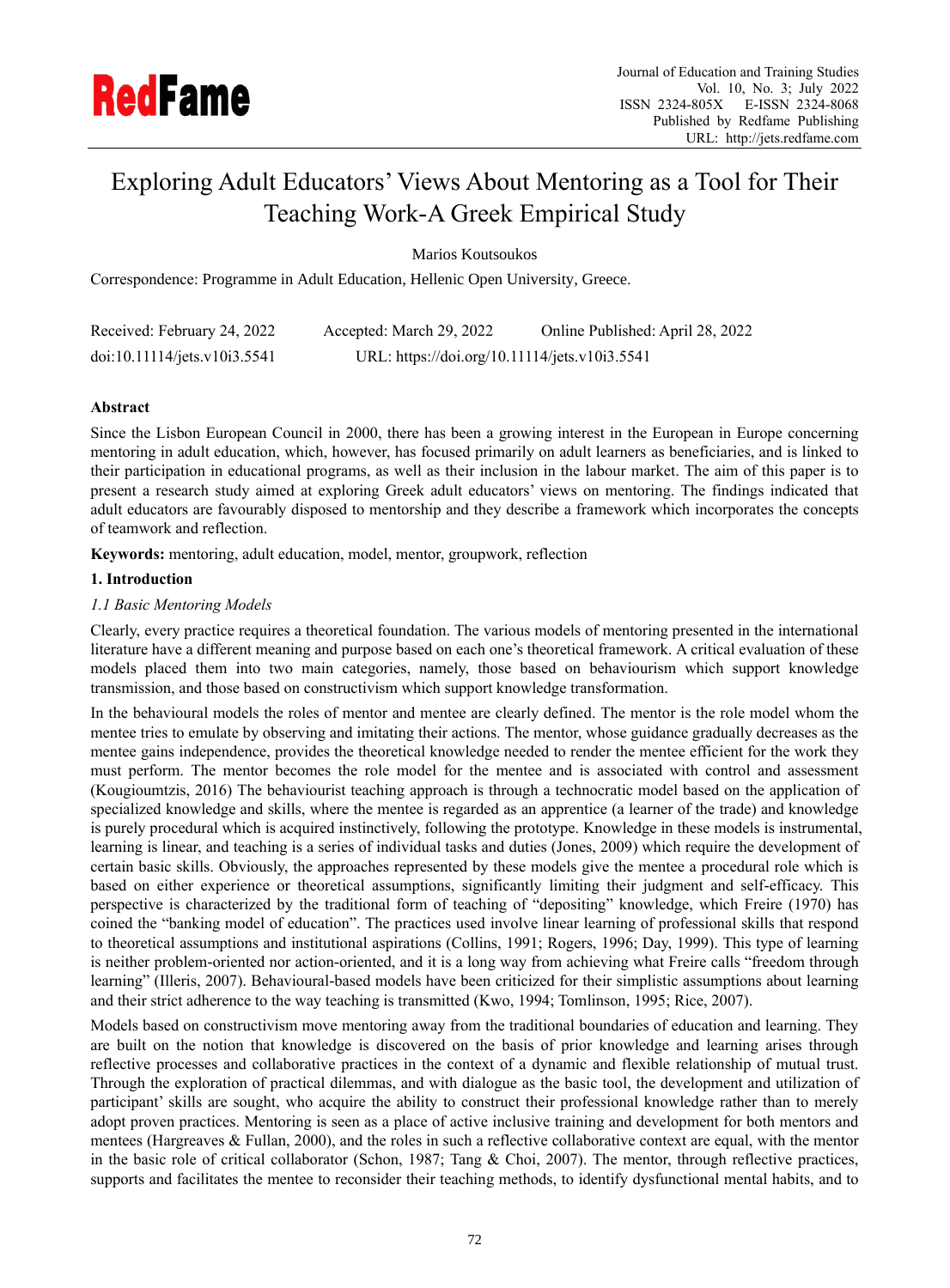# Exploring Adult Educators' Views About Mentoring as a Tool for Their Teaching Work-A Greek Empirical Study

Marios Koutsoukos

Correspondence: Programme in Adult Education, Hellenic Open University, Greece.

Received: February 24, 2022 Accepted: March 29, 2022 Online Published: April 28, 2022

doi:10.11114/jets.v10i3.5541 URL: https://doi.org/10.11114/jets.v10i3.5541

## Abstract

Since the Lisbon European Council in 2000, there has been a growing interest in the European in Europe concerning mentoring in adult education, which, however, has focused primarily on adult learners as beneficiaries, and is linked to their participation in educational programs, as well as their inclusion in the labour market. The aim of this paper is to present a research study aimed at exploring Greek adult educators' views on mentoring. The findings indicated that adult educators are favourably disposed to mentorship and they describe a framework which incorporates the concepts of teamwork and reflection.

**Keywords:** mentoring, adult education, model, mentor, groupwork, reflection

## 1. Introduction

### *1.1 Basic Mentoring Models*

Clearly, every practice requires a theoretical foundation. The various models of mentoring presented in the international literature have a different meaning and purpose based on each one's theoretical framework. A critical evaluation of these models placed them into two main categories, namely, those based on behaviourism which support knowledge transmission, and those based on constructivism which support knowledge transformation.

In the behavioural models the roles of mentor and mentee are clearly defined. The mentor is the role model whom the mentee tries to emulate by observing and imitating their actions. The mentor, whose guidance gradually decreases as the mentee gains independence, provides the theoretical knowledge needed to render the mentee efficient for the work they must perform. The mentor becomes the role model for the mentee and is associated with control and assessment (Kougioumtzis, 2016) The behaviourist teaching approach is through a technocratic model based on the application of specialized knowledge and skills, where the mentee is regarded as an apprentice (a learner of the trade) and knowledge is purely procedural which is acquired instinctively, following the prototype. Knowledge in these models is instrumental, learning is linear, and teaching is a series of individual tasks and duties (Jones, 2009) which require the development of certain basic skills. Obviously, the approaches represented by these models give the mentee a procedural role which is based on either experience or theoretical assumptions, significantly limiting their judgment and self-efficacy. This perspective is characterized by the traditional form of teaching of "depositing" knowledge, which Freire (1970) has coined the "banking model of education". The practices used involve linear learning of professional skills that respond to theoretical assumptions and institutional aspirations (Collins, 1991; Rogers, 1996; Day, 1999). This type of learning is neither problem-oriented nor action-oriented, and it is a long way from achieving what Freire calls "freedom through learning" (Illeris, 2007). Behavioural-based models have been criticized for their simplistic assumptions about learning and their strict adherence to the way teaching is transmitted (Kwo, 1994; Tomlinson, 1995; Rice, 2007).

Models based on constructivism move mentoring away from the traditional boundaries of education and learning. They are built on the notion that knowledge is discovered on the basis of prior knowledge and learning arises through reflective processes and collaborative practices in the context of a dynamic and flexible relationship of mutual trust. Through the exploration of practical dilemmas, and with dialogue as the basic tool, the development and utilization of participant' skills are sought, who acquire the ability to construct their professional knowledge rather than to merely adopt proven practices. Mentoring is seen as a place of active inclusive training and development for both mentors and mentees (Hargreaves & Fullan, 2000), and the roles in such a reflective collaborative context are equal, with the mentor in the basic role of critical collaborator (Schon, 1987; Tang & Choi, 2007). The mentor, through reflective practices, supports and facilitates the mentee to reconsider their teaching methods, to identify dysfunctional mental habits, and to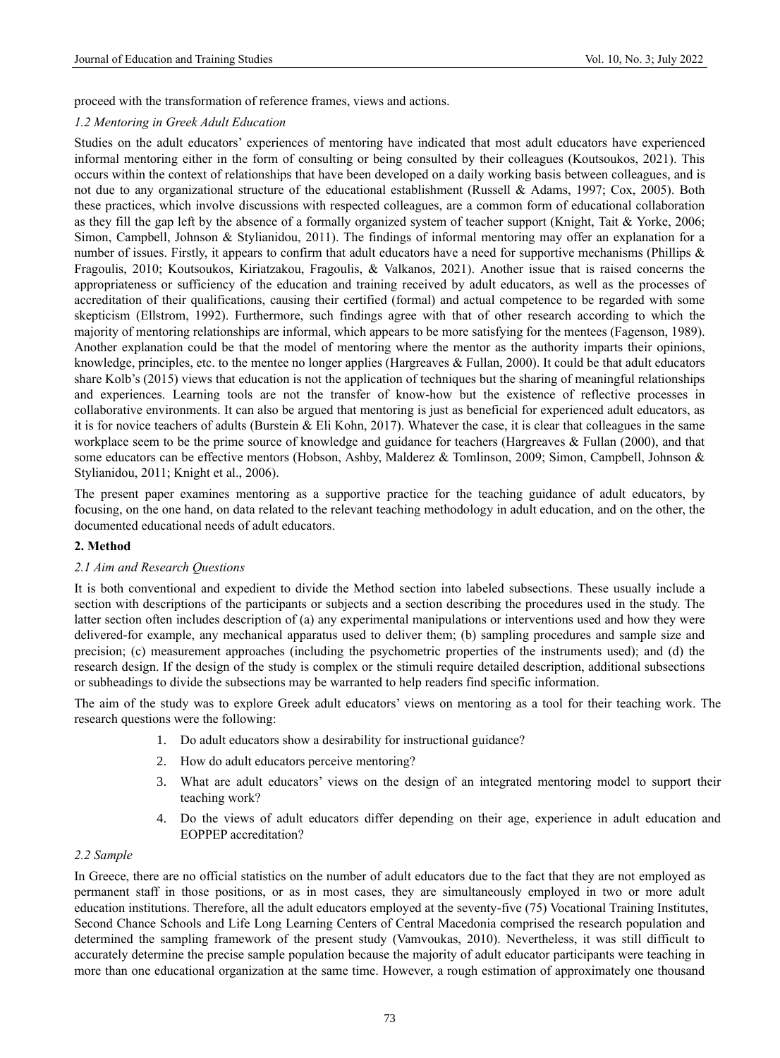proceed with the transformation of reference frames, views and actions.

### *1.2 Mentoring in Greek Adult Education*

Studies on the adult educators' experiences of mentoring have indicated that most adult educators have experienced informal mentoring either in the form of consulting or being consulted by their colleagues (Koutsoukos, 2021). This occurs within the context of relationships that have been developed on a daily working basis between colleagues, and is not due to any organizational structure of the educational establishment (Russell & Adams, 1997; Cox, 2005). Both these practices, which involve discussions with respected colleagues, are a common form of educational collaboration as they fill the gap left by the absence of a formally organized system of teacher support (Knight, Tait & Yorke, 2006; Simon, Campbell, Johnson & Stylianidou, 2011). The findings of informal mentoring may offer an explanation for a number of issues. Firstly, it appears to confirm that adult educators have a need for supportive mechanisms (Phillips & Fragoulis, 2010; Koutsoukos, Kiriatzakou, Fragoulis, & Valkanos, 2021). Another issue that is raised concerns the appropriateness or sufficiency of the education and training received by adult educators, as well as the processes of accreditation of their qualifications, causing their certified (formal) and actual competence to be regarded with some skepticism (Ellstrom, 1992). Furthermore, such findings agree with that of other research according to which the majority of mentoring relationships are informal, which appears to be more satisfying for the mentees (Fagenson, 1989). Another explanation could be that the model of mentoring where the mentor as the authority imparts their opinions, knowledge, principles, etc. to the mentee no longer applies (Hargreaves & Fullan, 2000). It could be that adult educators share Kolb's (2015) views that education is not the application of techniques but the sharing of meaningful relationships and experiences. Learning tools are not the transfer of know-how but the existence of reflective processes in collaborative environments. It can also be argued that mentoring is just as beneficial for experienced adult educators, as it is for novice teachers of adults (Burstein & Eli Kohn, 2017). Whatever the case, it is clear that colleagues in the same workplace seem to be the prime source of knowledge and guidance for teachers (Hargreaves & Fullan (2000), and that some educators can be effective mentors (Hobson, Ashby, Malderez & Tomlinson, 2009; Simon, Campbell, Johnson & Stylianidou, 2011; Knight et al., 2006).

The present paper examines mentoring as a supportive practice for the teaching guidance of adult educators, by focusing, on the one hand, on data related to the relevant teaching methodology in adult education, and on the other, the documented educational needs of adult educators.

## 2. Method

### *2.1 Aim and Research Questions*

It is both conventional and expedient to divide the Method section into labeled subsections. These usually include a section with descriptions of the participants or subjects and a section describing the procedures used in the study. The latter section often includes description of (a) any experimental manipulations or interventions used and how they were delivered-for example, any mechanical apparatus used to deliver them; (b) sampling procedures and sample size and precision; (c) measurement approaches (including the psychometric properties of the instruments used); and (d) the research design. If the design of the study is complex or the stimuli require detailed description, additional subsections or subheadings to divide the subsections may be warranted to help readers find specific information.

The aim of the study was to explore Greek adult educators' views on mentoring as a tool for their teaching work. The research questions were the following:

1. Do adult educators show a desirability for instructional guidance?
2. How do adult educators perceive mentoring?
3. What are adult educators' views on the design of an integrated mentoring model to support their teaching work?
4. Do the views of adult educators differ depending on their age, experience in adult education and EOPPEP accreditation?

### *2.2 Sample*

In Greece, there are no official statistics on the number of adult educators due to the fact that they are not employed as permanent staff in those positions, or as in most cases, they are simultaneously employed in two or more adult education institutions. Therefore, all the adult educators employed at the seventy-five (75) Vocational Training Institutes, Second Chance Schools and Life Long Learning Centers of Central Macedonia comprised the research population and determined the sampling framework of the present study (Vamvoukas, 2010). Nevertheless, it was still difficult to accurately determine the precise sample population because the majority of adult educator participants were teaching in more than one educational organization at the same time. However, a rough estimation of approximately one thousand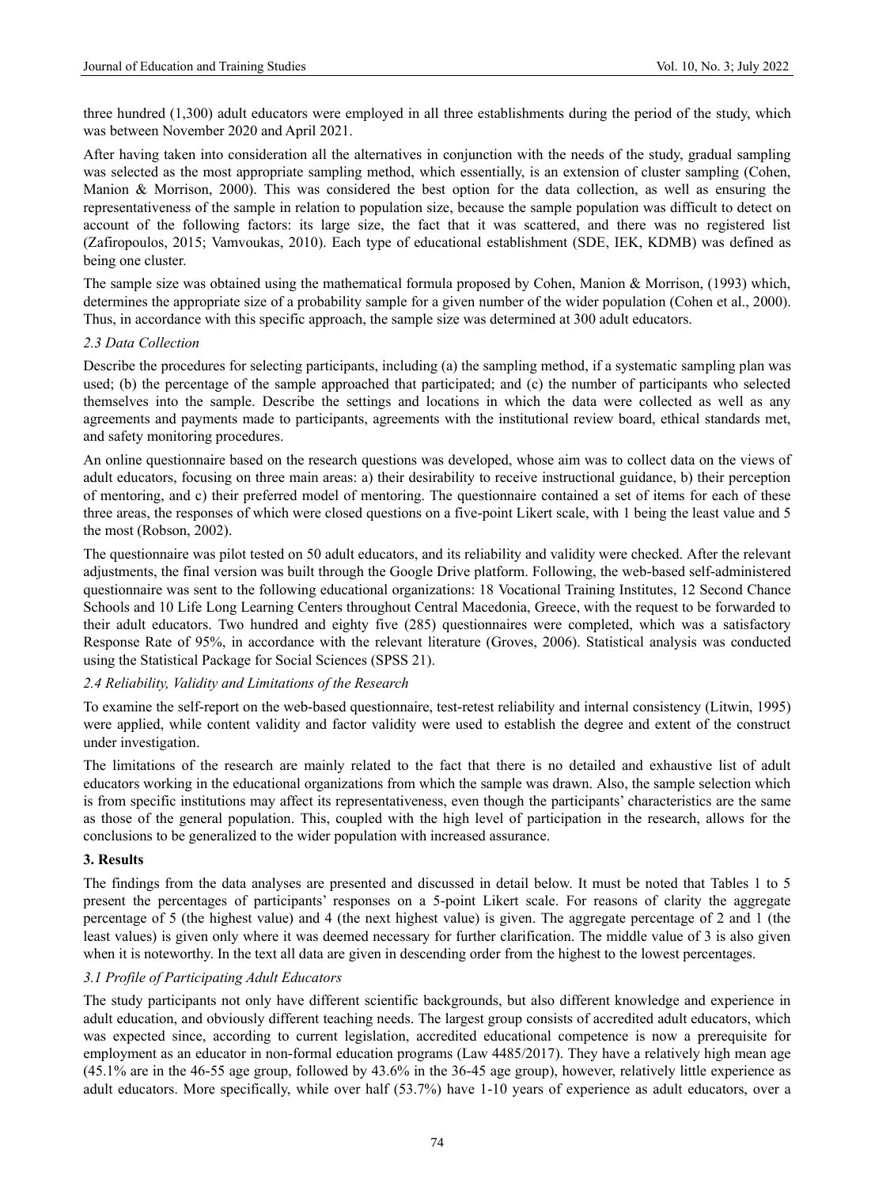three hundred (1,300) adult educators were employed in all three establishments during the period of the study, which was between November 2020 and April 2021.

After having taken into consideration all the alternatives in conjunction with the needs of the study, gradual sampling was selected as the most appropriate sampling method, which essentially, is an extension of cluster sampling (Cohen, Manion & Morrison, 2000). This was considered the best option for the data collection, as well as ensuring the representativeness of the sample in relation to population size, because the sample population was difficult to detect on account of the following factors: its large size, the fact that it was scattered, and there was no registered list (Zafiropoulos, 2015; Vamvoukas, 2010). Each type of educational establishment (SDE, IEK, KDMB) was defined as being one cluster.

The sample size was obtained using the mathematical formula proposed by Cohen, Manion & Morrison, (1993) which, determines the appropriate size of a probability sample for a given number of the wider population (Cohen et al., 2000). Thus, in accordance with this specific approach, the sample size was determined at 300 adult educators.

### *2.3 Data Collection*

Describe the procedures for selecting participants, including (a) the sampling method, if a systematic sampling plan was used; (b) the percentage of the sample approached that participated; and (c) the number of participants who selected themselves into the sample. Describe the settings and locations in which the data were collected as well as any agreements and payments made to participants, agreements with the institutional review board, ethical standards met, and safety monitoring procedures.

An online questionnaire based on the research questions was developed, whose aim was to collect data on the views of adult educators, focusing on three main areas: a) their desirability to receive instructional guidance, b) their perception of mentoring, and c) their preferred model of mentoring. The questionnaire contained a set of items for each of these three areas, the responses of which were closed questions on a five-point Likert scale, with 1 being the least value and 5 the most (Robson, 2002).

The questionnaire was pilot tested on 50 adult educators, and its reliability and validity were checked. After the relevant adjustments, the final version was built through the Google Drive platform. Following, the web-based self-administered questionnaire was sent to the following educational organizations: 18 Vocational Training Institutes, 12 Second Chance Schools and 10 Life Long Learning Centers throughout Central Macedonia, Greece, with the request to be forwarded to their adult educators. Two hundred and eighty five (285) questionnaires were completed, which was a satisfactory Response Rate of 95%, in accordance with the relevant literature (Groves, 2006). Statistical analysis was conducted using the Statistical Package for Social Sciences (SPSS 21).

### *2.4 Reliability, Validity and Limitations of the Research*

To examine the self-report on the web-based questionnaire, test-retest reliability and internal consistency (Litwin, 1995) were applied, while content validity and factor validity were used to establish the degree and extent of the construct under investigation.

The limitations of the research are mainly related to the fact that there is no detailed and exhaustive list of adult educators working in the educational organizations from which the sample was drawn. Also, the sample selection which is from specific institutions may affect its representativeness, even though the participants' characteristics are the same as those of the general population. This, coupled with the high level of participation in the research, allows for the conclusions to be generalized to the wider population with increased assurance.

## **3. Results**

The findings from the data analyses are presented and discussed in detail below. It must be noted that Tables 1 to 5 present the percentages of participants' responses on a 5-point Likert scale. For reasons of clarity the aggregate percentage of 5 (the highest value) and 4 (the next highest value) is given. The aggregate percentage of 2 and 1 (the least values) is given only where it was deemed necessary for further clarification. The middle value of 3 is also given when it is noteworthy. In the text all data are given in descending order from the highest to the lowest percentages.

### *3.1 Profile of Participating Adult Educators*

The study participants not only have different scientific backgrounds, but also different knowledge and experience in adult education, and obviously different teaching needs. The largest group consists of accredited adult educators, which was expected since, according to current legislation, accredited educational competence is now a prerequisite for employment as an educator in non-formal education programs (Law 4485/2017). They have a relatively high mean age (45.1% are in the 46-55 age group, followed by 43.6% in the 36-45 age group), however, relatively little experience as adult educators. More specifically, while over half (53.7%) have 1-10 years of experience as adult educators, over a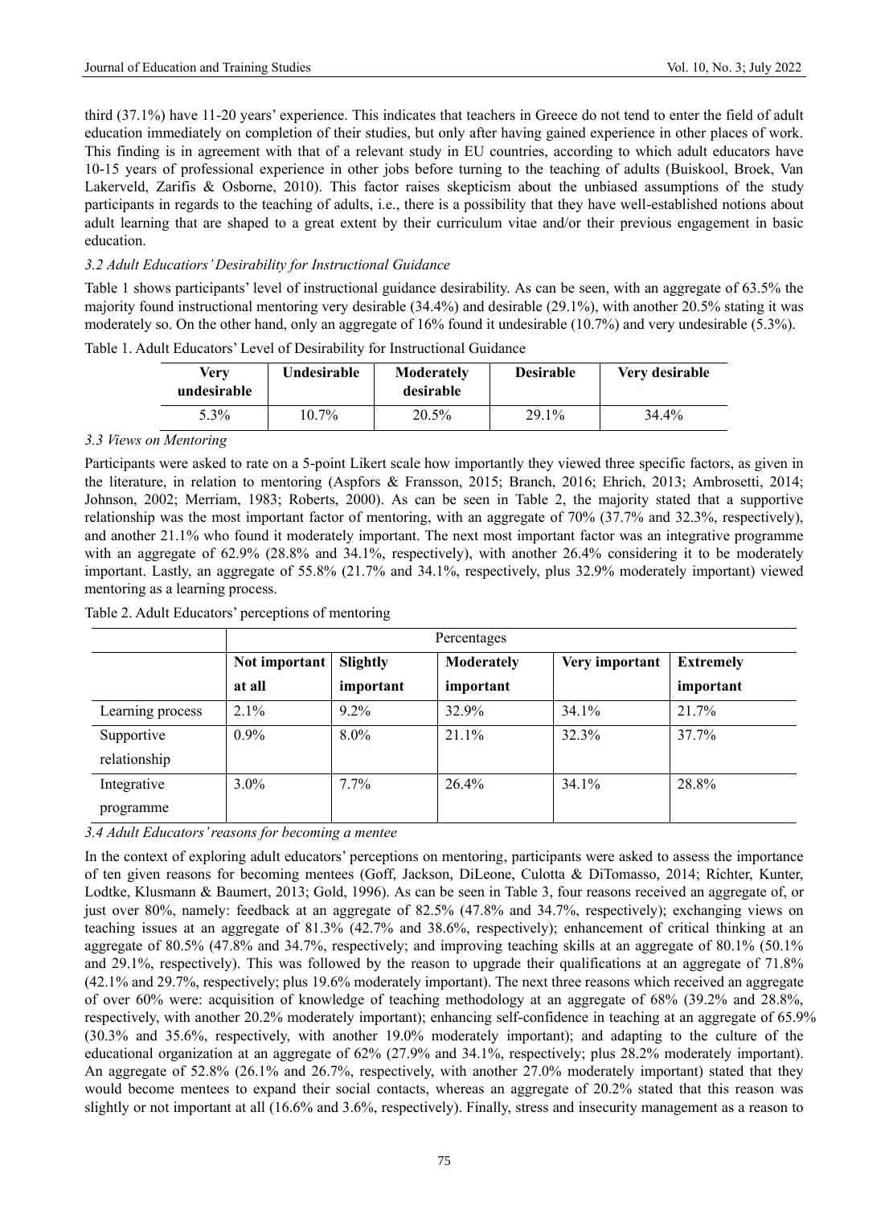third (37.1%) have 11-20 years' experience. This indicates that teachers in Greece do not tend to enter the field of adult education immediately on completion of their studies, but only after having gained experience in other places of work. This finding is in agreement with that of a relevant study in EU countries, according to which adult educators have 10-15 years of professional experience in other jobs before turning to the teaching of adults (Buiskool, Broek, Van Lakerveld, Zarifis & Osborne, 2010). This factor raises skepticism about the unbiased assumptions of the study participants in regards to the teaching of adults, i.e., there is a possibility that they have well-established notions about adult learning that are shaped to a great extent by their curriculum vitae and/or their previous engagement in basic education.

### *3.2 Adult Educators' Desirability for Instructional Guidance*

Table 1 shows participants' level of instructional guidance desirability. As can be seen, with an aggregate of 63.5% the majority found instructional mentoring very desirable (34.4%) and desirable (29.1%), with another 20.5% stating it was moderately so. On the other hand, only an aggregate of 16% found it undesirable (10.7%) and very undesirable (5.3%).

Table 1. Adult Educators' Level of Desirability for Instructional Guidance

| Very undesirable | Undesirable | Moderately desirable | Desirable | Very desirable |
|---|---|---|---|---|
| 5.3% | 10.7% | 20.5% | 29.1% | 34.4% |

### *3.3 Views on Mentoring*

Participants were asked to rate on a 5-point Likert scale how importantly they viewed three specific factors, as given in the literature, in relation to mentoring (Aspfors & Fransson, 2015; Branch, 2016; Ehrich, 2013; Ambrosetti, 2014; Johnson, 2002; Merriam, 1983; Roberts, 2000). As can be seen in Table 2, the majority stated that a supportive relationship was the most important factor of mentoring, with an aggregate of 70% (37.7% and 32.3%, respectively), and another 21.1% who found it moderately important. The next most important factor was an integrative programme with an aggregate of 62.9% (28.8% and 34.1%, respectively), with another 26.4% considering it to be moderately important. Lastly, an aggregate of 55.8% (21.7% and 34.1%, respectively, plus 32.9% moderately important) viewed mentoring as a learning process.

Table 2. Adult Educators' perceptions of mentoring

| | Percentages | | | | |
|---|---|---|---|---|---|
| | Not important at all | Slightly important | Moderately important | Very important | Extremely important |
| Learning process | 2.1% | 9.2% | 32.9% | 34.1% | 21.7% |
| Supportive relationship | 0.9% | 8.0% | 21.1% | 32.3% | 37.7% |
| Integrative programme | 3.0% | 7.7% | 26.4% | 34.1% | 28.8% |

### *3.4 Adult Educators' reasons for becoming a mentee*

In the context of exploring adult educators' perceptions on mentoring, participants were asked to assess the importance of ten given reasons for becoming mentees (Goff, Jackson, DiLeone, Culotta & DiTomasso, 2014; Richter, Kunter, Lodtke, Klusmann & Baumert, 2013; Gold, 1996). As can be seen in Table 3, four reasons received an aggregate of, or just over 80%, namely: feedback at an aggregate of 82.5% (47.8% and 34.7%, respectively); exchanging views on teaching issues at an aggregate of 81.3% (42.7% and 38.6%, respectively); enhancement of critical thinking at an aggregate of 80.5% (47.8% and 34.7%, respectively; and improving teaching skills at an aggregate of 80.1% (50.1% and 29.1%, respectively). This was followed by the reason to upgrade their qualifications at an aggregate of 71.8% (42.1% and 29.7%, respectively; plus 19.6% moderately important). The next three reasons which received an aggregate of over 60% were: acquisition of knowledge of teaching methodology at an aggregate of 68% (39.2% and 28.8%, respectively, with another 20.2% moderately important); enhancing self-confidence in teaching at an aggregate of 65.9% (30.3% and 35.6%, respectively, with another 19.0% moderately important); and adapting to the culture of the educational organization at an aggregate of 62% (27.9% and 34.1%, respectively; plus 28.2% moderately important). An aggregate of 52.8% (26.1% and 26.7%, respectively, with another 27.0% moderately important) stated that they would become mentees to expand their social contacts, whereas an aggregate of 20.2% stated that this reason was slightly or not important at all (16.6% and 3.6%, respectively). Finally, stress and insecurity management as a reason to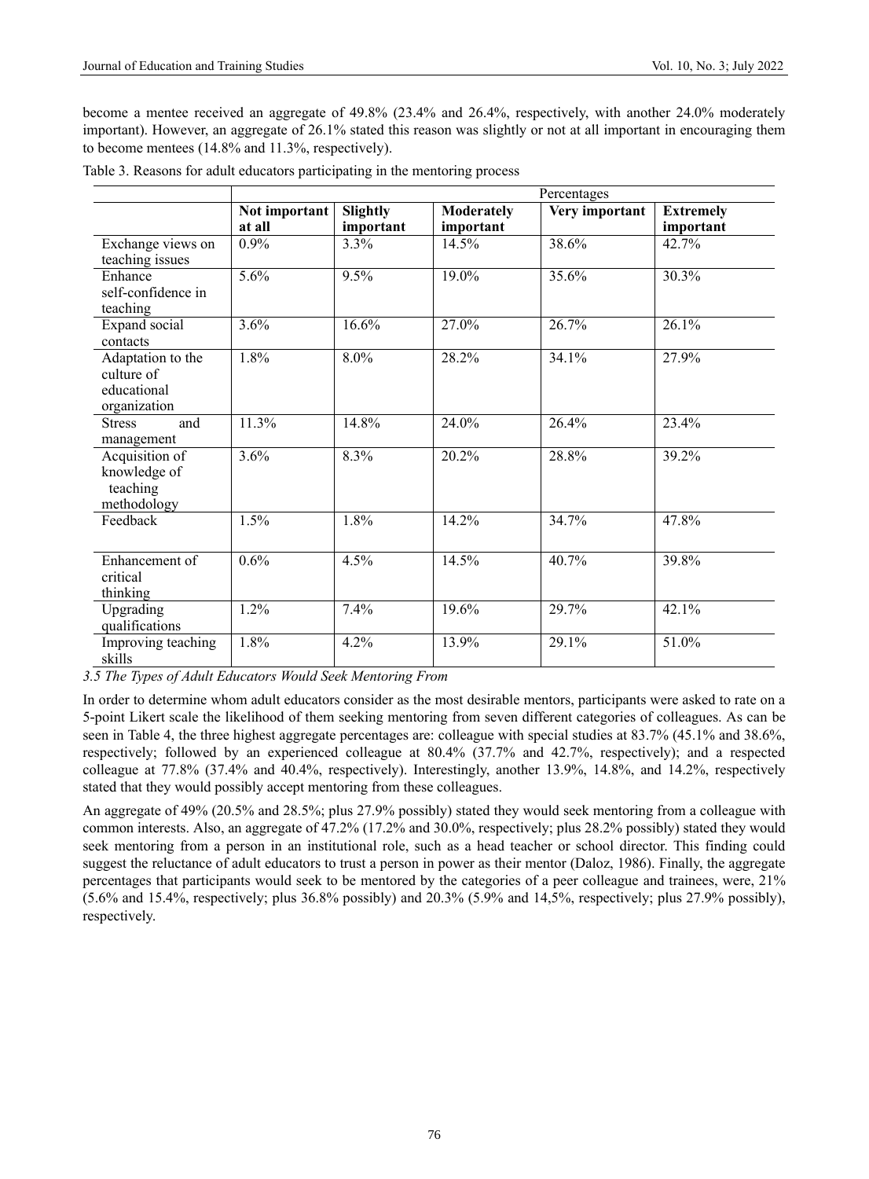become a mentee received an aggregate of 49.8% (23.4% and 26.4%, respectively, with another 24.0% moderately important). However, an aggregate of 26.1% stated this reason was slightly or not at all important in encouraging them to become mentees (14.8% and 11.3%, respectively).

Table 3. Reasons for adult educators participating in the mentoring process

| | Percentages | | | | |
|---|---|---|---|---|---|
| | **Not important at all** | **Slightly important** | **Moderately important** | **Very important** | **Extremely important** |
| Exchange views on teaching issues | 0.9% | 3.3% | 14.5% | 38.6% | 42.7% |
| Enhance self-confidence in teaching | 5.6% | 9.5% | 19.0% | 35.6% | 30.3% |
| Expand social contacts | 3.6% | 16.6% | 27.0% | 26.7% | 26.1% |
| Adaptation to the culture of educational organization | 1.8% | 8.0% | 28.2% | 34.1% | 27.9% |
| Stress and management | 11.3% | 14.8% | 24.0% | 26.4% | 23.4% |
| Acquisition of knowledge of teaching methodology | 3.6% | 8.3% | 20.2% | 28.8% | 39.2% |
| Feedback | 1.5% | 1.8% | 14.2% | 34.7% | 47.8% |
| Enhancement of critical thinking | 0.6% | 4.5% | 14.5% | 40.7% | 39.8% |
| Upgrading qualifications | 1.2% | 7.4% | 19.6% | 29.7% | 42.1% |
| Improving teaching skills | 1.8% | 4.2% | 13.9% | 29.1% | 51.0% |

### *3.5 The Types of Adult Educators Would Seek Mentoring From*

In order to determine whom adult educators consider as the most desirable mentors, participants were asked to rate on a 5-point Likert scale the likelihood of them seeking mentoring from seven different categories of colleagues. As can be seen in Table 4, the three highest aggregate percentages are: colleague with special studies at 83.7% (45.1% and 38.6%, respectively; followed by an experienced colleague at 80.4% (37.7% and 42.7%, respectively); and a respected colleague at 77.8% (37.4% and 40.4%, respectively). Interestingly, another 13.9%, 14.8%, and 14.2%, respectively stated that they would possibly accept mentoring from these colleagues.

An aggregate of 49% (20.5% and 28.5%; plus 27.9% possibly) stated they would seek mentoring from a colleague with common interests. Also, an aggregate of 47.2% (17.2% and 30.0%, respectively; plus 28.2% possibly) stated they would seek mentoring from a person in an institutional role, such as a head teacher or school director. This finding could suggest the reluctance of adult educators to trust a person in power as their mentor (Daloz, 1986). Finally, the aggregate percentages that participants would seek to be mentored by the categories of a peer colleague and trainees, were, 21% (5.6% and 15.4%, respectively; plus 36.8% possibly) and 20.3% (5.9% and 14,5%, respectively; plus 27.9% possibly), respectively.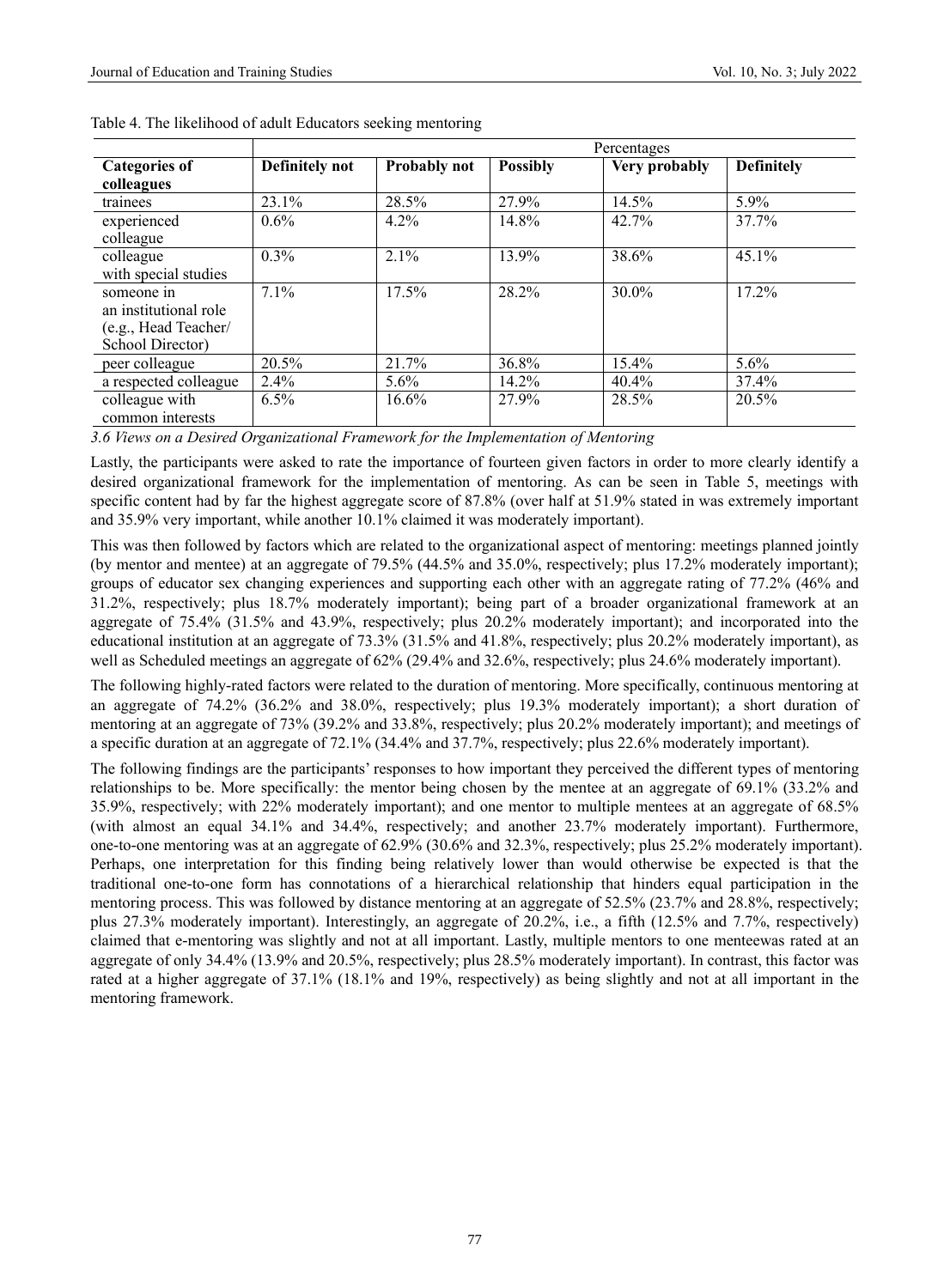Table 4. The likelihood of adult Educators seeking mentoring

| | Percentages | | | | |
|---|---|---|---|---|---|
| **Categories of colleagues** | **Definitely not** | **Probably not** | **Possibly** | **Very probably** | **Definitely** |
| trainees | 23.1% | 28.5% | 27.9% | 14.5% | 5.9% |
| experienced colleague | 0.6% | 4.2% | 14.8% | 42.7% | 37.7% |
| colleague with special studies | 0.3% | 2.1% | 13.9% | 38.6% | 45.1% |
| someone in an institutional role (e.g., Head Teacher/ School Director) | 7.1% | 17.5% | 28.2% | 30.0% | 17.2% |
| peer colleague | 20.5% | 21.7% | 36.8% | 15.4% | 5.6% |
| a respected colleague | 2.4% | 5.6% | 14.2% | 40.4% | 37.4% |
| colleague with common interests | 6.5% | 16.6% | 27.9% | 28.5% | 20.5% |

### *3.6 Views on a Desired Organizational Framework for the Implementation of Mentoring*

Lastly, the participants were asked to rate the importance of fourteen given factors in order to more clearly identify a desired organizational framework for the implementation of mentoring. As can be seen in Table 5, meetings with specific content had by far the highest aggregate score of 87.8% (over half at 51.9% stated in was extremely important and 35.9% very important, while another 10.1% claimed it was moderately important).

This was then followed by factors which are related to the organizational aspect of mentoring: meetings planned jointly (by mentor and mentee) at an aggregate of 79.5% (44.5% and 35.0%, respectively; plus 17.2% moderately important); groups of educator sex changing experiences and supporting each other with an aggregate rating of 77.2% (46% and 31.2%, respectively; plus 18.7% moderately important); being part of a broader organizational framework at an aggregate of 75.4% (31.5% and 43.9%, respectively; plus 20.2% moderately important); and incorporated into the educational institution at an aggregate of 73.3% (31.5% and 41.8%, respectively; plus 20.2% moderately important), as well as Scheduled meetings an aggregate of 62% (29.4% and 32.6%, respectively; plus 24.6% moderately important).

The following highly-rated factors were related to the duration of mentoring. More specifically, continuous mentoring at an aggregate of 74.2% (36.2% and 38.0%, respectively; plus 19.3% moderately important); a short duration of mentoring at an aggregate of 73% (39.2% and 33.8%, respectively; plus 20.2% moderately important); and meetings of a specific duration at an aggregate of 72.1% (34.4% and 37.7%, respectively; plus 22.6% moderately important).

The following findings are the participants' responses to how important they perceived the different types of mentoring relationships to be. More specifically: the mentor being chosen by the mentee at an aggregate of 69.1% (33.2% and 35.9%, respectively; with 22% moderately important); and one mentor to multiple mentees at an aggregate of 68.5% (with almost an equal 34.1% and 34.4%, respectively; and another 23.7% moderately important). Furthermore, one-to-one mentoring was at an aggregate of 62.9% (30.6% and 32.3%, respectively; plus 25.2% moderately important). Perhaps, one interpretation for this finding being relatively lower than would otherwise be expected is that the traditional one-to-one form has connotations of a hierarchical relationship that hinders equal participation in the mentoring process. This was followed by distance mentoring at an aggregate of 52.5% (23.7% and 28.8%, respectively; plus 27.3% moderately important). Interestingly, an aggregate of 20.2%, i.e., a fifth (12.5% and 7.7%, respectively) claimed that e-mentoring was slightly and not at all important. Lastly, multiple mentors to one menteewas rated at an aggregate of only 34.4% (13.9% and 20.5%, respectively; plus 28.5% moderately important). In contrast, this factor was rated at a higher aggregate of 37.1% (18.1% and 19%, respectively) as being slightly and not at all important in the mentoring framework.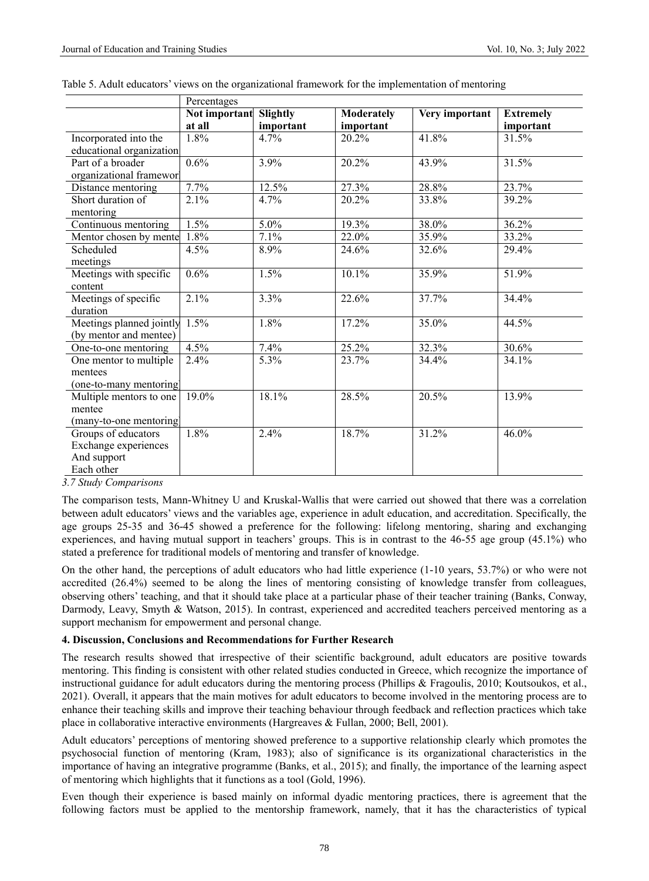Table 5. Adult educators' views on the organizational framework for the implementation of mentoring

| | Percentages | | | | |
|---|---|---|---|---|---|
| | **Not important at all** | **Slightly important** | **Moderately important** | **Very important** | **Extremely important** |
| Incorporated into the educational organization | 1.8% | 4.7% | 20.2% | 41.8% | 31.5% |
| Part of a broader organizational framewor | 0.6% | 3.9% | 20.2% | 43.9% | 31.5% |
| Distance mentoring | 7.7% | 12.5% | 27.3% | 28.8% | 23.7% |
| Short duration of mentoring | 2.1% | 4.7% | 20.2% | 33.8% | 39.2% |
| Continuous mentoring | 1.5% | 5.0% | 19.3% | 38.0% | 36.2% |
| Mentor chosen by mente | 1.8% | 7.1% | 22.0% | 35.9% | 33.2% |
| Scheduled meetings | 4.5% | 8.9% | 24.6% | 32.6% | 29.4% |
| Meetings with specific content | 0.6% | 1.5% | 10.1% | 35.9% | 51.9% |
| Meetings of specific duration | 2.1% | 3.3% | 22.6% | 37.7% | 34.4% |
| Meetings planned jointly (by mentor and mentee) | 1.5% | 1.8% | 17.2% | 35.0% | 44.5% |
| One-to-one mentoring | 4.5% | 7.4% | 25.2% | 32.3% | 30.6% |
| One mentor to multiple mentees (one-to-many mentoring | 2.4% | 5.3% | 23.7% | 34.4% | 34.1% |
| Multiple mentors to one mentee (many-to-one mentoring | 19.0% | 18.1% | 28.5% | 20.5% | 13.9% |
| Groups of educators Exchange experiences And support Each other | 1.8% | 2.4% | 18.7% | 31.2% | 46.0% |

### 3.7 Study Comparisons

The comparison tests, Mann-Whitney U and Kruskal-Wallis that were carried out showed that there was a correlation between adult educators' views and the variables age, experience in adult education, and accreditation. Specifically, the age groups 25-35 and 36-45 showed a preference for the following: lifelong mentoring, sharing and exchanging experiences, and having mutual support in teachers' groups. This is in contrast to the 46-55 age group (45.1%) who stated a preference for traditional models of mentoring and transfer of knowledge.

On the other hand, the perceptions of adult educators who had little experience (1-10 years, 53.7%) or who were not accredited (26.4%) seemed to be along the lines of mentoring consisting of knowledge transfer from colleagues, observing others' teaching, and that it should take place at a particular phase of their teacher training (Banks, Conway, Darmody, Leavy, Smyth & Watson, 2015). In contrast, experienced and accredited teachers perceived mentoring as a support mechanism for empowerment and personal change.

## 4. Discussion, Conclusions and Recommendations for Further Research

The research results showed that irrespective of their scientific background, adult educators are positive towards mentoring. This finding is consistent with other related studies conducted in Greece, which recognize the importance of instructional guidance for adult educators during the mentoring process (Phillips & Fragoulis, 2010; Koutsoukos, et al., 2021). Overall, it appears that the main motives for adult educators to become involved in the mentoring process are to enhance their teaching skills and improve their teaching behaviour through feedback and reflection practices which take place in collaborative interactive environments (Hargreaves & Fullan, 2000; Bell, 2001).

Adult educators' perceptions of mentoring showed preference to a supportive relationship clearly which promotes the psychosocial function of mentoring (Kram, 1983); also of significance is its organizational characteristics in the importance of having an integrative programme (Banks, et al., 2015); and finally, the importance of the learning aspect of mentoring which highlights that it functions as a tool (Gold, 1996).

Even though their experience is based mainly on informal dyadic mentoring practices, there is agreement that the following factors must be applied to the mentorship framework, namely, that it has the characteristics of typical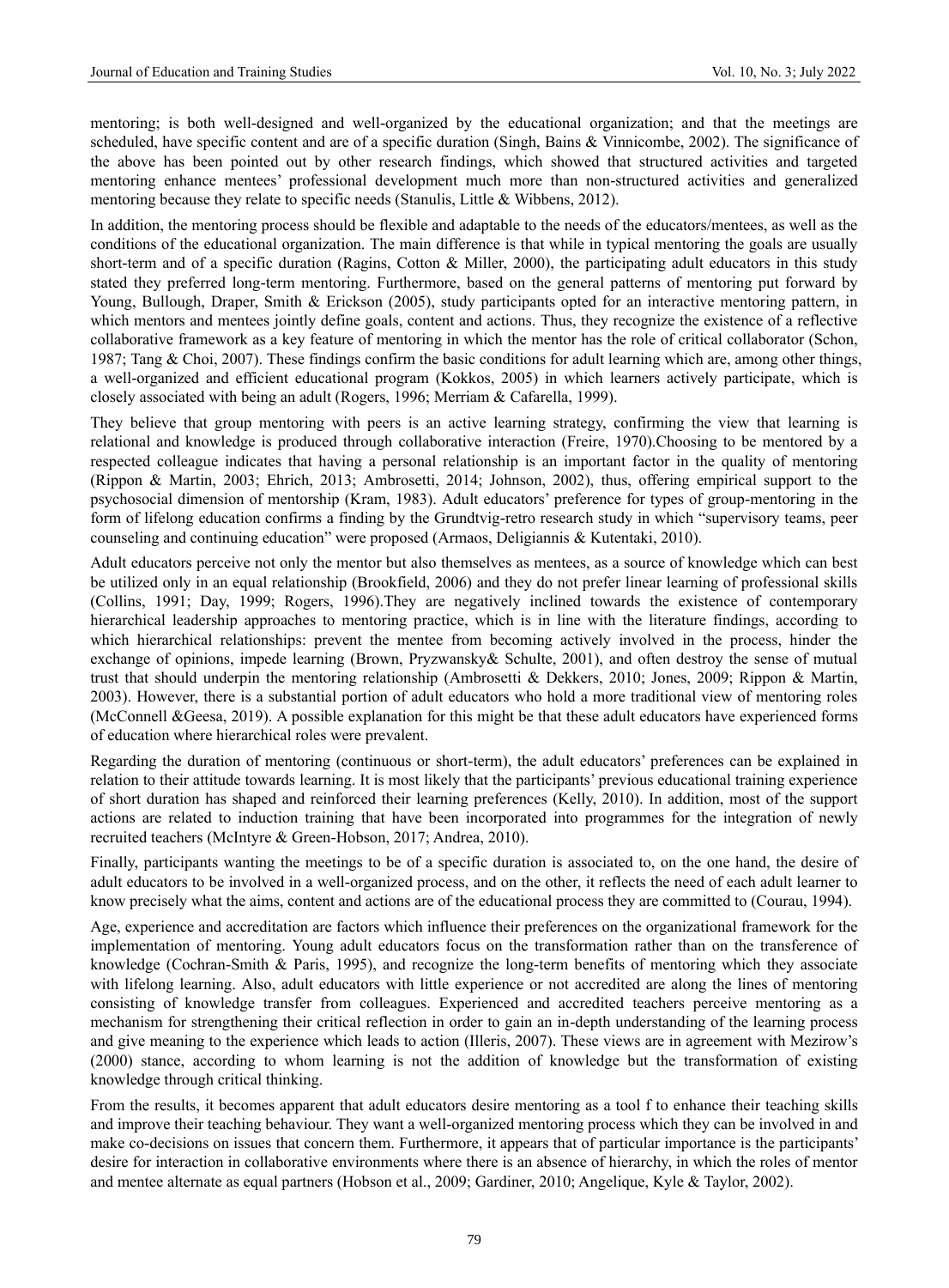mentoring; is both well-designed and well-organized by the educational organization; and that the meetings are scheduled, have specific content and are of a specific duration (Singh, Bains & Vinnicombe, 2002). The significance of the above has been pointed out by other research findings, which showed that structured activities and targeted mentoring enhance mentees' professional development much more than non-structured activities and generalized mentoring because they relate to specific needs (Stanulis, Little & Wibbens, 2012).

In addition, the mentoring process should be flexible and adaptable to the needs of the educators/mentees, as well as the conditions of the educational organization. The main difference is that while in typical mentoring the goals are usually short-term and of a specific duration (Ragins, Cotton & Miller, 2000), the participating adult educators in this study stated they preferred long-term mentoring. Furthermore, based on the general patterns of mentoring put forward by Young, Bullough, Draper, Smith & Erickson (2005), study participants opted for an interactive mentoring pattern, in which mentors and mentees jointly define goals, content and actions. Thus, they recognize the existence of a reflective collaborative framework as a key feature of mentoring in which the mentor has the role of critical collaborator (Schon, 1987; Tang & Choi, 2007). These findings confirm the basic conditions for adult learning which are, among other things, a well-organized and efficient educational program (Kokkos, 2005) in which learners actively participate, which is closely associated with being an adult (Rogers, 1996; Merriam & Cafarella, 1999).

They believe that group mentoring with peers is an active learning strategy, confirming the view that learning is relational and knowledge is produced through collaborative interaction (Freire, 1970).Choosing to be mentored by a respected colleague indicates that having a personal relationship is an important factor in the quality of mentoring (Rippon & Martin, 2003; Ehrich, 2013; Ambrosetti, 2014; Johnson, 2002), thus, offering empirical support to the psychosocial dimension of mentorship (Kram, 1983). Adult educators' preference for types of group-mentoring in the form of lifelong education confirms a finding by the Grundtvig-retro research study in which "supervisory teams, peer counseling and continuing education" were proposed (Armaos, Deligiannis & Kutentaki, 2010).

Adult educators perceive not only the mentor but also themselves as mentees, as a source of knowledge which can best be utilized only in an equal relationship (Brookfield, 2006) and they do not prefer linear learning of professional skills (Collins, 1991; Day, 1999; Rogers, 1996).They are negatively inclined towards the existence of contemporary hierarchical leadership approaches to mentoring practice, which is in line with the literature findings, according to which hierarchical relationships: prevent the mentee from becoming actively involved in the process, hinder the exchange of opinions, impede learning (Brown, Pryzwansky& Schulte, 2001), and often destroy the sense of mutual trust that should underpin the mentoring relationship (Ambrosetti & Dekkers, 2010; Jones, 2009; Rippon & Martin, 2003). However, there is a substantial portion of adult educators who hold a more traditional view of mentoring roles (McConnell &Geesa, 2019). A possible explanation for this might be that these adult educators have experienced forms of education where hierarchical roles were prevalent.

Regarding the duration of mentoring (continuous or short-term), the adult educators' preferences can be explained in relation to their attitude towards learning. It is most likely that the participants' previous educational training experience of short duration has shaped and reinforced their learning preferences (Kelly, 2010). In addition, most of the support actions are related to induction training that have been incorporated into programmes for the integration of newly recruited teachers (McIntyre & Green-Hobson, 2017; Andrea, 2010).

Finally, participants wanting the meetings to be of a specific duration is associated to, on the one hand, the desire of adult educators to be involved in a well-organized process, and on the other, it reflects the need of each adult learner to know precisely what the aims, content and actions are of the educational process they are committed to (Courau, 1994).

Age, experience and accreditation are factors which influence their preferences on the organizational framework for the implementation of mentoring. Young adult educators focus on the transformation rather than on the transference of knowledge (Cochran-Smith & Paris, 1995), and recognize the long-term benefits of mentoring which they associate with lifelong learning. Also, adult educators with little experience or not accredited are along the lines of mentoring consisting of knowledge transfer from colleagues. Experienced and accredited teachers perceive mentoring as a mechanism for strengthening their critical reflection in order to gain an in-depth understanding of the learning process and give meaning to the experience which leads to action (Illeris, 2007). These views are in agreement with Mezirow's (2000) stance, according to whom learning is not the addition of knowledge but the transformation of existing knowledge through critical thinking.

From the results, it becomes apparent that adult educators desire mentoring as a tool f to enhance their teaching skills and improve their teaching behaviour. They want a well-organized mentoring process which they can be involved in and make co-decisions on issues that concern them. Furthermore, it appears that of particular importance is the participants' desire for interaction in collaborative environments where there is an absence of hierarchy, in which the roles of mentor and mentee alternate as equal partners (Hobson et al., 2009; Gardiner, 2010; Angelique, Kyle & Taylor, 2002).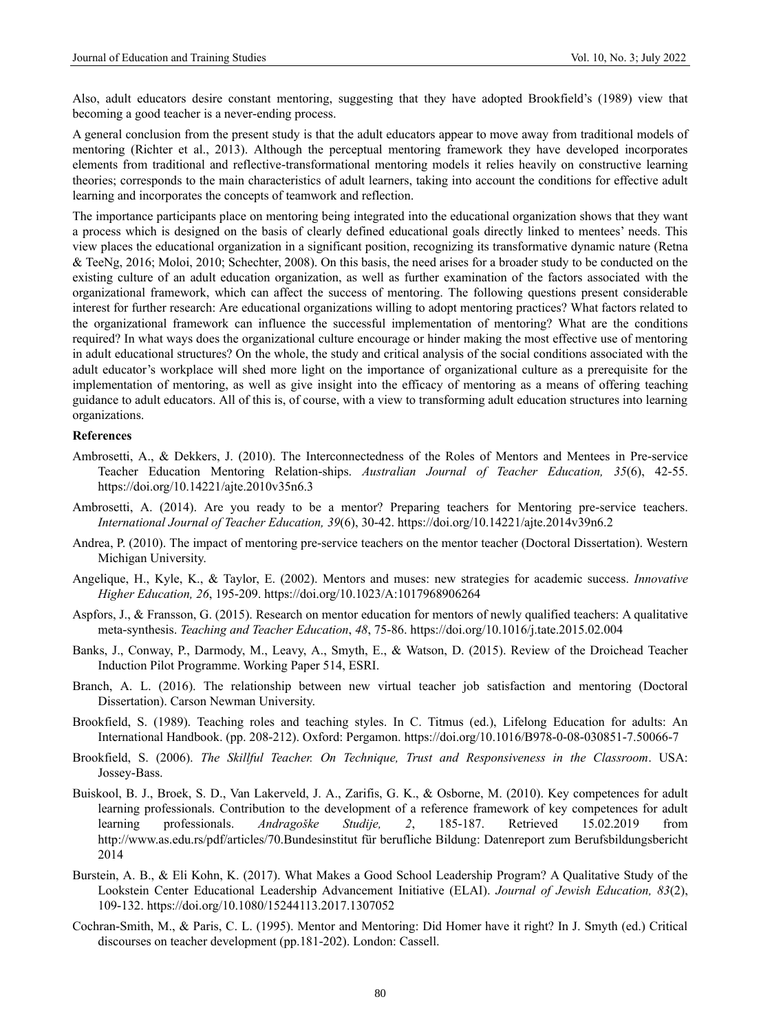Also, adult educators desire constant mentoring, suggesting that they have adopted Brookfield's (1989) view that becoming a good teacher is a never-ending process.

A general conclusion from the present study is that the adult educators appear to move away from traditional models of mentoring (Richter et al., 2013). Although the perceptual mentoring framework they have developed incorporates elements from traditional and reflective-transformational mentoring models it relies heavily on constructive learning theories; corresponds to the main characteristics of adult learners, taking into account the conditions for effective adult learning and incorporates the concepts of teamwork and reflection.

The importance participants place on mentoring being integrated into the educational organization shows that they want a process which is designed on the basis of clearly defined educational goals directly linked to mentees' needs. This view places the educational organization in a significant position, recognizing its transformative dynamic nature (Retna & TeeNg, 2016; Moloi, 2010; Schechter, 2008). On this basis, the need arises for a broader study to be conducted on the existing culture of an adult education organization, as well as further examination of the factors associated with the organizational framework, which can affect the success of mentoring. The following questions present considerable interest for further research: Are educational organizations willing to adopt mentoring practices? What factors related to the organizational framework can influence the successful implementation of mentoring? What are the conditions required? In what ways does the organizational culture encourage or hinder making the most effective use of mentoring in adult educational structures? On the whole, the study and critical analysis of the social conditions associated with the adult educator's workplace will shed more light on the importance of organizational culture as a prerequisite for the implementation of mentoring, as well as give insight into the efficacy of mentoring as a means of offering teaching guidance to adult educators. All of this is, of course, with a view to transforming adult education structures into learning organizations.

**References**

Ambrosetti, A., & Dekkers, J. (2010). The Interconnectedness of the Roles of Mentors and Mentees in Pre-service Teacher Education Mentoring Relation-ships. *Australian Journal of Teacher Education, 35*(6), 42-55. https://doi.org/10.14221/ajte.2010v35n6.3

Ambrosetti, A. (2014). Are you ready to be a mentor? Preparing teachers for Mentoring pre-service teachers. *International Journal of Teacher Education, 39*(6), 30-42. https://doi.org/10.14221/ajte.2014v39n6.2

Andrea, P. (2010). The impact of mentoring pre-service teachers on the mentor teacher (Doctoral Dissertation). Western Michigan University.

Angelique, H., Kyle, K., & Taylor, E. (2002). Mentors and muses: new strategies for academic success. *Innovative Higher Education, 26*, 195-209. https://doi.org/10.1023/A:1017968906264

Aspfors, J., & Fransson, G. (2015). Research on mentor education for mentors of newly qualified teachers: A qualitative meta-synthesis. *Teaching and Teacher Education*, *48*, 75-86. https://doi.org/10.1016/j.tate.2015.02.004

Banks, J., Conway, P., Darmody, M., Leavy, A., Smyth, E., & Watson, D. (2015). Review of the Droichead Teacher Induction Pilot Programme. Working Paper 514, ESRI.

Branch, A. L. (2016). The relationship between new virtual teacher job satisfaction and mentoring (Doctoral Dissertation). Carson Newman University.

Brookfield, S. (1989). Teaching roles and teaching styles. In C. Titmus (ed.), Lifelong Education for adults: An International Handbook. (pp. 208-212). Oxford: Pergamon. https://doi.org/10.1016/B978-0-08-030851-7.50066-7

Brookfield, S. (2006). *The Skillful Teacher. On Technique, Trust and Responsiveness in the Classroom*. USA: Jossey-Bass.

Buiskool, B. J., Broek, S. D., Van Lakerveld, J. A., Zarifis, G. K., & Osborne, M. (2010). Key competences for adult learning professionals. Contribution to the development of a reference framework of key competences for adult learning professionals. *Andragoške Studije, 2*, 185-187. Retrieved 15.02.2019 from http://www.as.edu.rs/pdf/articles/70.Bundesinstitut für berufliche Bildung: Datenreport zum Berufsbildungsbericht 2014

Burstein, A. B., & Eli Kohn, K. (2017). What Makes a Good School Leadership Program? A Qualitative Study of the Lookstein Center Educational Leadership Advancement Initiative (ELAI). *Journal of Jewish Education, 83*(2), 109-132. https://doi.org/10.1080/15244113.2017.1307052

Cochran-Smith, M., & Paris, C. L. (1995). Mentor and Mentoring: Did Homer have it right? In J. Smyth (ed.) Critical discourses on teacher development (pp.181-202). London: Cassell.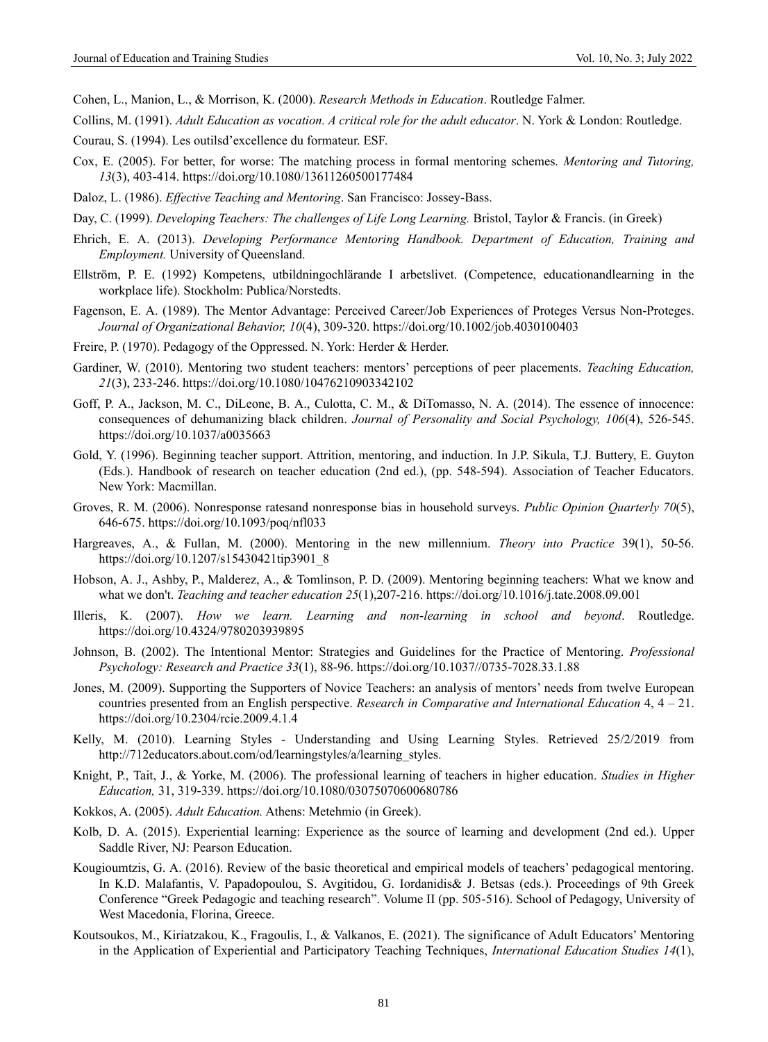Cohen, L., Manion, L., & Morrison, K. (2000). *Research Methods in Education*. Routledge Falmer.

Collins, M. (1991). *Adult Education as vocation. A critical role for the adult educator*. N. York & London: Routledge.

Courau, S. (1994). Les outilsd'excellence du formateur. ESF.

Cox, E. (2005). For better, for worse: The matching process in formal mentoring schemes. *Mentoring and Tutoring, 13*(3), 403-414. https://doi.org/10.1080/13611260500177484

Daloz, L. (1986). *Effective Teaching and Mentoring*. San Francisco: Jossey-Bass.

Day, C. (1999). *Developing Teachers: The challenges of Life Long Learning.* Bristol, Taylor & Francis. (in Greek)

Ehrich, E. A. (2013). *Developing Performance Mentoring Handbook. Department of Education, Training and Employment.* University of Queensland.

Ellström, P. E. (1992) Kompetens, utbildningochlärande I arbetslivet. (Competence, educationandlearning in the workplace life). Stockholm: Publica/Norstedts.

Fagenson, E. A. (1989). The Mentor Advantage: Perceived Career/Job Experiences of Proteges Versus Non-Proteges. *Journal of Organizational Behavior, 10*(4), 309-320. https://doi.org/10.1002/job.4030100403

Freire, P. (1970). Pedagogy of the Oppressed. N. York: Herder & Herder.

Gardiner, W. (2010). Mentoring two student teachers: mentors' perceptions of peer placements. *Teaching Education, 21*(3), 233-246. https://doi.org/10.1080/10476210903342102

Goff, P. A., Jackson, M. C., DiLeone, B. A., Culotta, C. M., & DiTomasso, N. A. (2014). The essence of innocence: consequences of dehumanizing black children. *Journal of Personality and Social Psychology, 106*(4), 526-545. https://doi.org/10.1037/a0035663

Gold, Y. (1996). Beginning teacher support. Attrition, mentoring, and induction. In J.P. Sikula, T.J. Buttery, E. Guyton (Eds.). Handbook of research on teacher education (2nd ed.), (pp. 548-594). Association of Teacher Educators. New York: Macmillan.

Groves, R. M. (2006). Nonresponse ratesand nonresponse bias in household surveys. *Public Opinion Quarterly 70*(5), 646-675. https://doi.org/10.1093/poq/nfl033

Hargreaves, A., & Fullan, M. (2000). Mentoring in the new millennium. *Theory into Practice* 39(1), 50-56. https://doi.org/10.1207/s15430421tip3901_8

Hobson, A. J., Ashby, P., Malderez, A., & Tomlinson, P. D. (2009). Mentoring beginning teachers: What we know and what we don't. *Teaching and teacher education 25*(1),207-216. https://doi.org/10.1016/j.tate.2008.09.001

Illeris, K. (2007). *How we learn. Learning and non-learning in school and beyond*. Routledge. https://doi.org/10.4324/9780203939895

Johnson, B. (2002). The Intentional Mentor: Strategies and Guidelines for the Practice of Mentoring. *Professional Psychology: Research and Practice 33*(1), 88-96. https://doi.org/10.1037//0735-7028.33.1.88

Jones, M. (2009). Supporting the Supporters of Novice Teachers: an analysis of mentors' needs from twelve European countries presented from an English perspective. *Research in Comparative and International Education* 4, 4 – 21. https://doi.org/10.2304/rcie.2009.4.1.4

Kelly, M. (2010). Learning Styles - Understanding and Using Learning Styles. Retrieved 25/2/2019 from http://712educators.about.com/od/learningstyles/a/learning_styles.

Knight, P., Tait, J., & Yorke, M. (2006). The professional learning of teachers in higher education. *Studies in Higher Education,* 31, 319-339. https://doi.org/10.1080/03075070600680786

Kokkos, A. (2005). *Adult Education.* Athens: Metehmio (in Greek).

Kolb, D. A. (2015). Experiential learning: Experience as the source of learning and development (2nd ed.). Upper Saddle River, NJ: Pearson Education.

Kougioumtzis, G. A. (2016). Review of the basic theoretical and empirical models of teachers' pedagogical mentoring. In K.D. Malafantis, V. Papadopoulou, S. Avgitidou, G. Iordanidis& J. Betsas (eds.). Proceedings of 9th Greek Conference "Greek Pedagogic and teaching research". Volume II (pp. 505-516). School of Pedagogy, University of West Macedonia, Florina, Greece.

Koutsoukos, M., Kiriatzakou, K., Fragoulis, I., & Valkanos, E. (2021). The significance of Adult Educators' Mentoring in the Application of Experiential and Participatory Teaching Techniques, *International Education Studies 14*(1),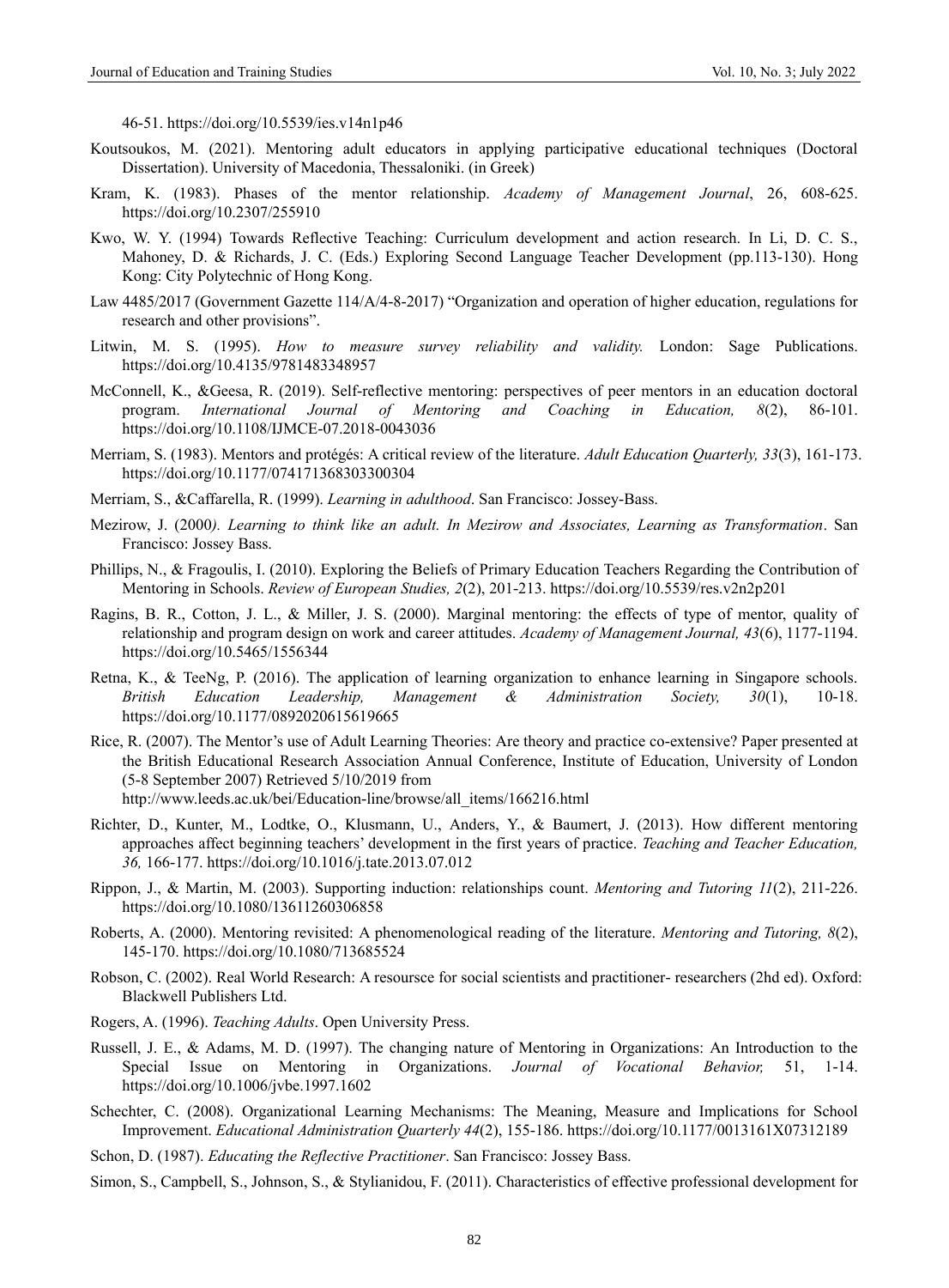46-51. https://doi.org/10.5539/ies.v14n1p46

Koutsoukos, M. (2021). Mentoring adult educators in applying participative educational techniques (Doctoral Dissertation). University of Macedonia, Thessaloniki. (in Greek)

Kram, K. (1983). Phases of the mentor relationship. *Academy of Management Journal*, 26, 608-625. https://doi.org/10.2307/255910

Kwo, W. Y. (1994) Towards Reflective Teaching: Curriculum development and action research. In Li, D. C. S., Mahoney, D. & Richards, J. C. (Eds.) Exploring Second Language Teacher Development (pp.113-130). Hong Kong: City Polytechnic of Hong Kong.

Law 4485/2017 (Government Gazette 114/A/4-8-2017) "Organization and operation of higher education, regulations for research and other provisions".

Litwin, M. S. (1995). *How to measure survey reliability and validity.* London: Sage Publications. https://doi.org/10.4135/9781483348957

McConnell, K., &Geesa, R. (2019). Self-reflective mentoring: perspectives of peer mentors in an education doctoral program. *International Journal of Mentoring and Coaching in Education, 8*(2), 86-101. https://doi.org/10.1108/IJMCE-07.2018-0043036

Merriam, S. (1983). Mentors and protégés: A critical review of the literature. *Adult Education Quarterly, 33*(3), 161-173. https://doi.org/10.1177/074171368303300304

Merriam, S., &Caffarella, R. (1999). *Learning in adulthood*. San Francisco: Jossey-Bass.

Mezirow, J. (2000*). Learning to think like an adult. In Mezirow and Associates, Learning as Transformation*. San Francisco: Jossey Bass.

Phillips, N., & Fragoulis, I. (2010). Exploring the Beliefs of Primary Education Teachers Regarding the Contribution of Mentoring in Schools. *Review of European Studies, 2*(2), 201-213. https://doi.org/10.5539/res.v2n2p201

Ragins, B. R., Cotton, J. L., & Miller, J. S. (2000). Marginal mentoring: the effects of type of mentor, quality of relationship and program design on work and career attitudes. *Academy of Management Journal, 43*(6), 1177-1194. https://doi.org/10.5465/1556344

Retna, K., & TeeNg, P. (2016). The application of learning organization to enhance learning in Singapore schools. *British Education Leadership, Management & Administration Society, 30*(1), 10-18. https://doi.org/10.1177/0892020615619665

Rice, R. (2007). The Mentor's use of Adult Learning Theories: Are theory and practice co-extensive? Paper presented at the British Educational Research Association Annual Conference, Institute of Education, University of London (5-8 September 2007) Retrieved 5/10/2019 from http://www.leeds.ac.uk/bei/Education-line/browse/all_items/166216.html

Richter, D., Kunter, M., Lodtke, O., Klusmann, U., Anders, Y., & Baumert, J. (2013). How different mentoring approaches affect beginning teachers' development in the first years of practice. *Teaching and Teacher Education, 36,* 166-177. https://doi.org/10.1016/j.tate.2013.07.012

Rippon, J., & Martin, M. (2003). Supporting induction: relationships count. *Mentoring and Tutoring 11*(2), 211-226. https://doi.org/10.1080/13611260306858

Roberts, A. (2000). Mentoring revisited: A phenomenological reading of the literature. *Mentoring and Tutoring, 8*(2), 145-170. https://doi.org/10.1080/713685524

Robson, C. (2002). Real World Research: A resoursce for social scientists and practitioner- researchers (2hd ed). Oxford: Blackwell Publishers Ltd.

Rogers, A. (1996). *Teaching Adults*. Open University Press.

Russell, J. E., & Adams, M. D. (1997). The changing nature of Mentoring in Organizations: An Introduction to the Special Issue on Mentoring in Organizations. *Journal of Vocational Behavior,* 51, 1-14. https://doi.org/10.1006/jvbe.1997.1602

Schechter, C. (2008). Organizational Learning Mechanisms: The Meaning, Measure and Implications for School Improvement. *Educational Administration Quarterly 44*(2), 155-186. https://doi.org/10.1177/0013161X07312189

Schon, D. (1987). *Educating the Reflective Practitioner*. San Francisco: Jossey Bass.

Simon, S., Campbell, S., Johnson, S., & Stylianidou, F. (2011). Characteristics of effective professional development for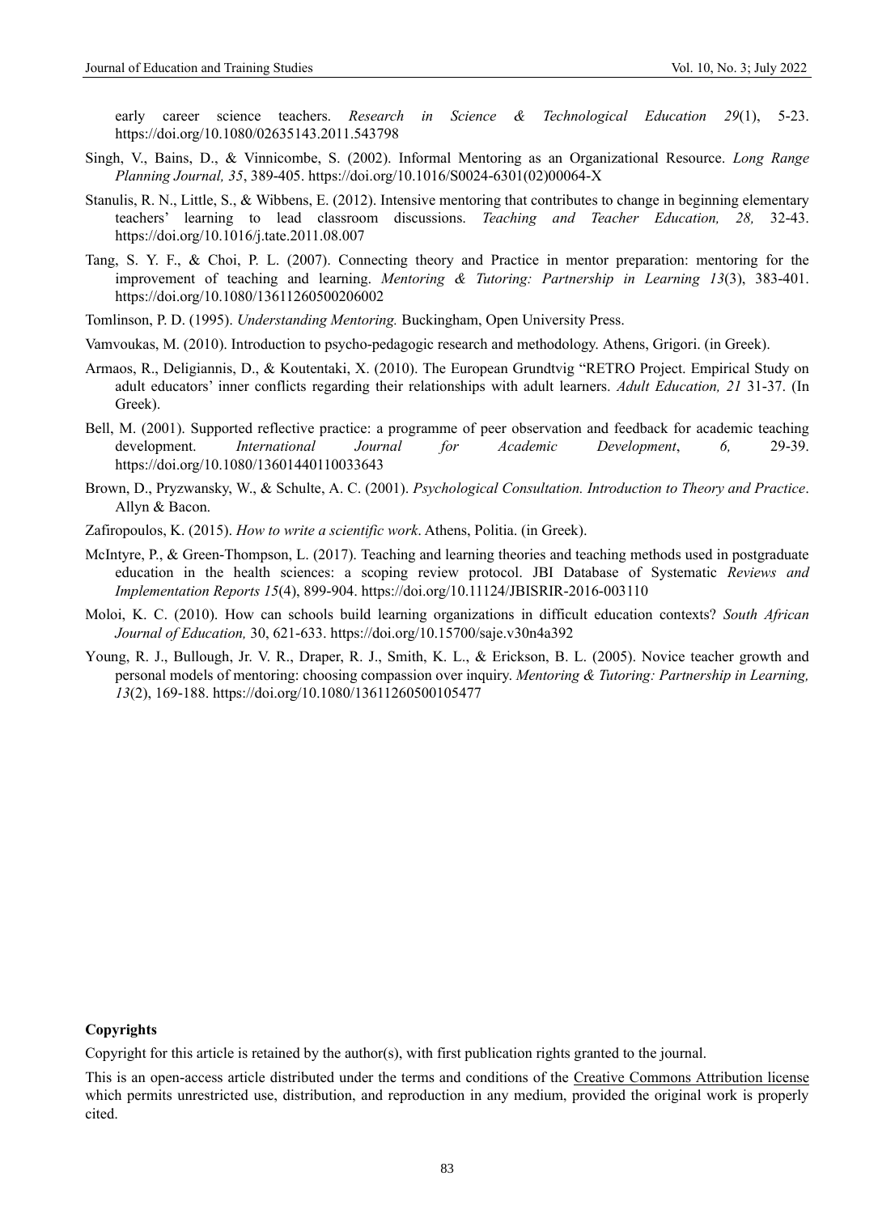early career science teachers. *Research in Science & Technological Education 29*(1), 5-23. https://doi.org/10.1080/02635143.2011.543798

Singh, V., Bains, D., & Vinnicombe, S. (2002). Informal Mentoring as an Organizational Resource. *Long Range Planning Journal, 35*, 389-405. https://doi.org/10.1016/S0024-6301(02)00064-X

Stanulis, R. N., Little, S., & Wibbens, E. (2012). Intensive mentoring that contributes to change in beginning elementary teachers' learning to lead classroom discussions. *Teaching and Teacher Education, 28,* 32-43. https://doi.org/10.1016/j.tate.2011.08.007

Tang, S. Y. F., & Choi, P. L. (2007). Connecting theory and Practice in mentor preparation: mentoring for the improvement of teaching and learning. *Mentoring & Tutoring: Partnership in Learning 13*(3), 383-401. https://doi.org/10.1080/13611260500206002

Tomlinson, P. D. (1995). *Understanding Mentoring.* Buckingham, Open University Press.

Vamvoukas, M. (2010). Introduction to psycho-pedagogic research and methodology. Athens, Grigori. (in Greek).

Armaos, R., Deligiannis, D., & Koutentaki, X. (2010). The European Grundtvig "RETRO Project. Empirical Study on adult educators' inner conflicts regarding their relationships with adult learners. *Adult Education, 21* 31-37. (In Greek).

Bell, M. (2001). Supported reflective practice: a programme of peer observation and feedback for academic teaching development. *International Journal for Academic Development*, *6,* 29-39. https://doi.org/10.1080/13601440110033643

Brown, D., Pryzwansky, W., & Schulte, A. C. (2001). *Psychological Consultation. Introduction to Theory and Practice*. Allyn & Bacon.

Zafiropoulos, K. (2015). *How to write a scientific work*. Athens, Politia. (in Greek).

McIntyre, P., & Green-Thompson, L. (2017). Teaching and learning theories and teaching methods used in postgraduate education in the health sciences: a scoping review protocol. JBI Database of Systematic *Reviews and Implementation Reports 15*(4), 899-904. https://doi.org/10.11124/JBISRIR-2016-003110

Moloi, K. C. (2010). How can schools build learning organizations in difficult education contexts? *South African Journal of Education,* 30, 621-633. https://doi.org/10.15700/saje.v30n4a392

Young, R. J., Bullough, Jr. V. R., Draper, R. J., Smith, K. L., & Erickson, B. L. (2005). Novice teacher growth and personal models of mentoring: choosing compassion over inquiry. *Mentoring & Tutoring: Partnership in Learning, 13*(2), 169-188. https://doi.org/10.1080/13611260500105477

**Copyrights**

Copyright for this article is retained by the author(s), with first publication rights granted to the journal.

This is an open-access article distributed under the terms and conditions of the Creative Commons Attribution license which permits unrestricted use, distribution, and reproduction in any medium, provided the original work is properly cited.